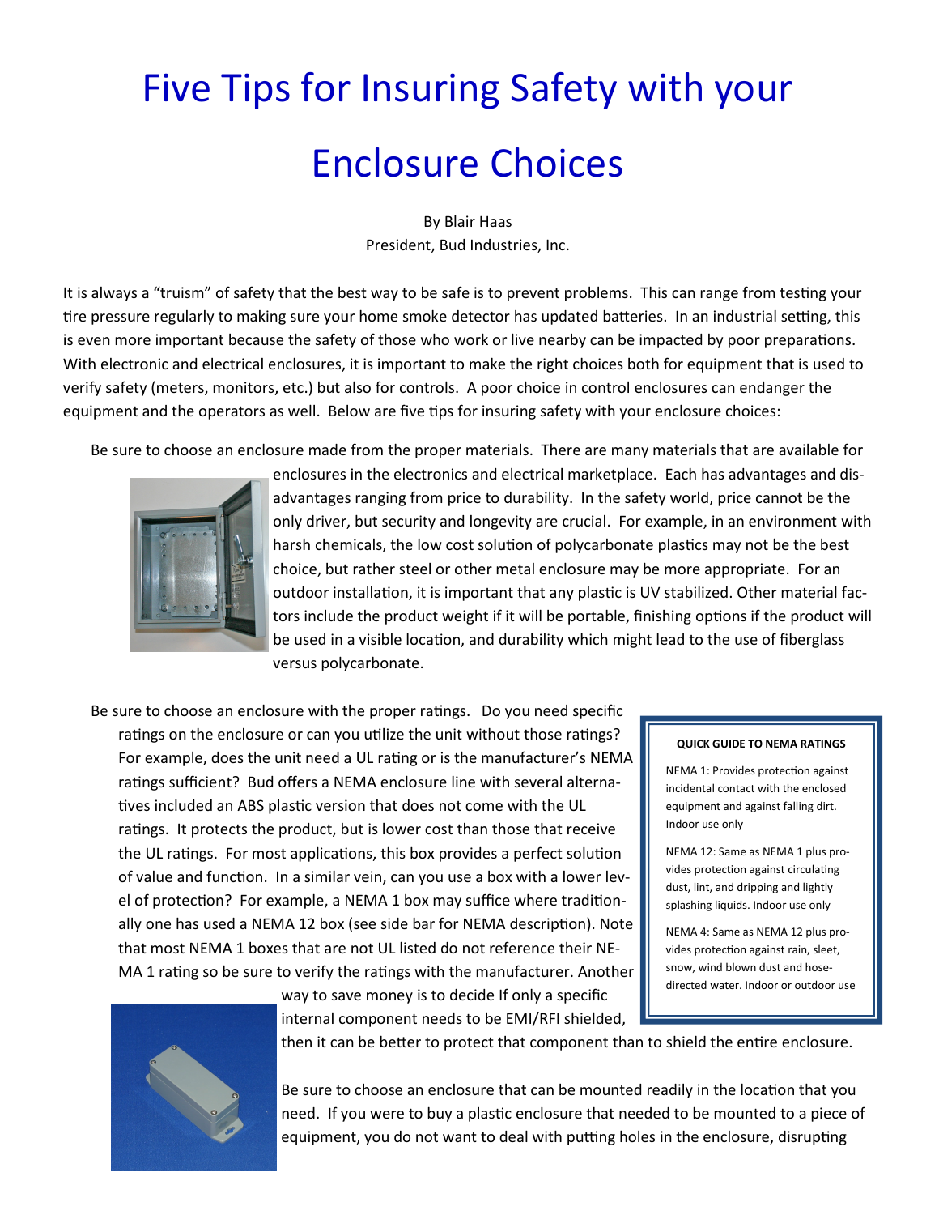# Five Tips for Insuring Safety with your Enclosure Choices

By Blair Haas
President, Bud Industries, Inc.

It is always a "truism" of safety that the best way to be safe is to prevent problems. This can range from testing your tire pressure regularly to making sure your home smoke detector has updated batteries. In an industrial setting, this is even more important because the safety of those who work or live nearby can be impacted by poor preparations. With electronic and electrical enclosures, it is important to make the right choices both for equipment that is used to verify safety (meters, monitors, etc.) but also for controls. A poor choice in control enclosures can endanger the equipment and the operators as well. Below are five tips for insuring safety with your enclosure choices:

Be sure to choose an enclosure made from the proper materials. There are many materials that are available for enclosures in the electronics and electrical marketplace. Each has advantages and disadvantages ranging from price to durability. In the safety world, price cannot be the only driver, but security and longevity are crucial. For example, in an environment with harsh chemicals, the low cost solution of polycarbonate plastics may not be the best choice, but rather steel or other metal enclosure may be more appropriate. For an outdoor installation, it is important that any plastic is UV stabilized. Other material factors include the product weight if it will be portable, finishing options if the product will be used in a visible location, and durability which might lead to the use of fiberglass versus polycarbonate.

Be sure to choose an enclosure with the proper ratings. Do you need specific ratings on the enclosure or can you utilize the unit without those ratings? For example, does the unit need a UL rating or is the manufacturer's NEMA ratings sufficient? Bud offers a NEMA enclosure line with several alternatives included an ABS plastic version that does not come with the UL ratings. It protects the product, but is lower cost than those that receive the UL ratings. For most applications, this box provides a perfect solution of value and function. In a similar vein, can you use a box with a lower level of protection? For example, a NEMA 1 box may suffice where traditionally one has used a NEMA 12 box (see side bar for NEMA description). Note that most NEMA 1 boxes that are not UL listed do not reference their NEMA 1 rating so be sure to verify the ratings with the manufacturer. Another way to save money is to decide If only a specific internal component needs to be EMI/RFI shielded, then it can be better to protect that component than to shield the entire enclosure.

> **QUICK GUIDE TO NEMA RATINGS**
>
> NEMA 1: Provides protection against incidental contact with the enclosed equipment and against falling dirt. Indoor use only
>
> NEMA 12: Same as NEMA 1 plus provides protection against circulating dust, lint, and dripping and lightly splashing liquids. Indoor use only
>
> NEMA 4: Same as NEMA 12 plus provides protection against rain, sleet, snow, wind blown dust and hose-directed water. Indoor or outdoor use

Be sure to choose an enclosure that can be mounted readily in the location that you need. If you were to buy a plastic enclosure that needed to be mounted to a piece of equipment, you do not want to deal with putting holes in the enclosure, disrupting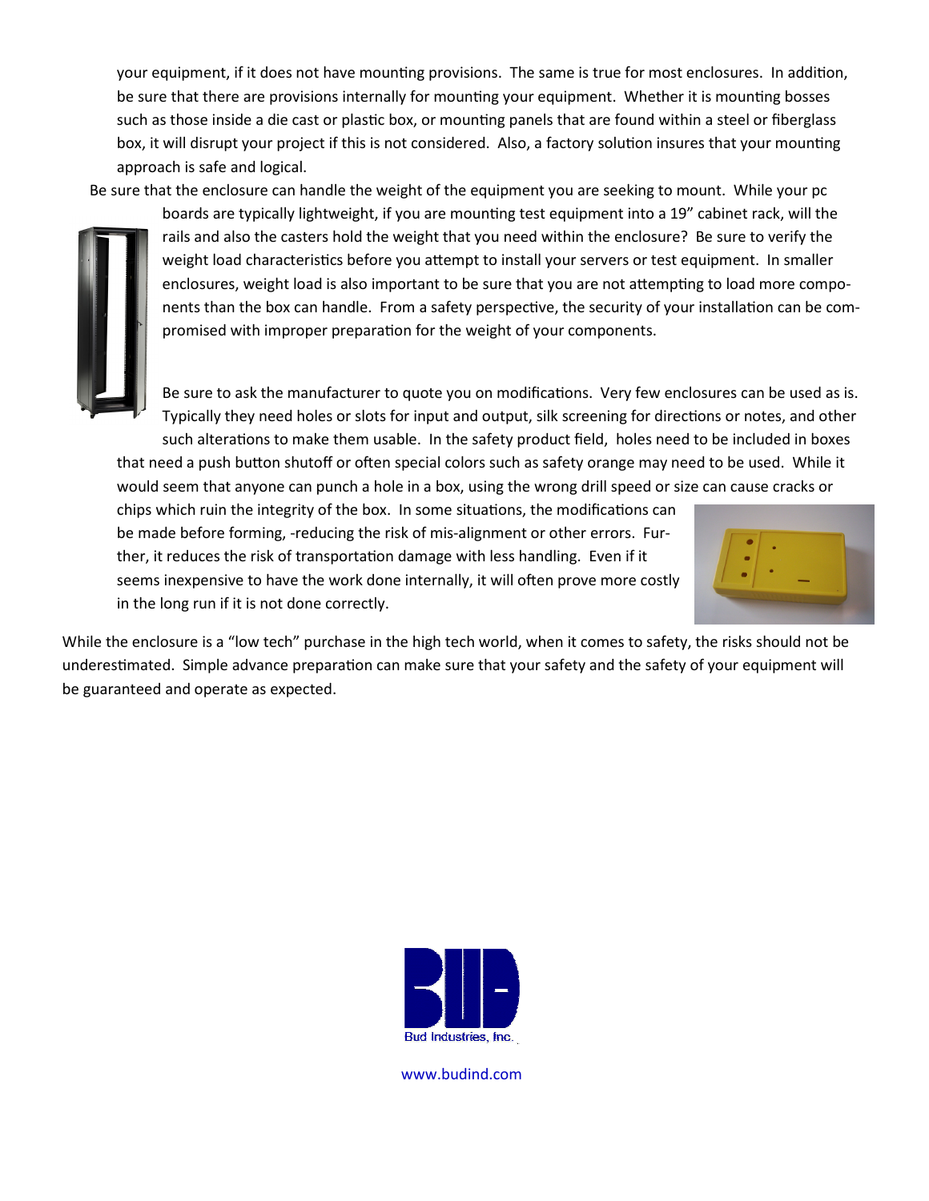your equipment, if it does not have mounting provisions. The same is true for most enclosures. In addition, be sure that there are provisions internally for mounting your equipment. Whether it is mounting bosses such as those inside a die cast or plastic box, or mounting panels that are found within a steel or fiberglass box, it will disrupt your project if this is not considered. Also, a factory solution insures that your mounting approach is safe and logical.

Be sure that the enclosure can handle the weight of the equipment you are seeking to mount. While your pc boards are typically lightweight, if you are mounting test equipment into a 19" cabinet rack, will the rails and also the casters hold the weight that you need within the enclosure? Be sure to verify the weight load characteristics before you attempt to install your servers or test equipment. In smaller enclosures, weight load is also important to be sure that you are not attempting to load more components than the box can handle. From a safety perspective, the security of your installation can be compromised with improper preparation for the weight of your components.

Be sure to ask the manufacturer to quote you on modifications. Very few enclosures can be used as is. Typically they need holes or slots for input and output, silk screening for directions or notes, and other such alterations to make them usable. In the safety product field, holes need to be included in boxes that need a push button shutoff or often special colors such as safety orange may need to be used. While it would seem that anyone can punch a hole in a box, using the wrong drill speed or size can cause cracks or chips which ruin the integrity of the box. In some situations, the modifications can be made before forming, -reducing the risk of mis-alignment or other errors. Further, it reduces the risk of transportation damage with less handling. Even if it seems inexpensive to have the work done internally, it will often prove more costly in the long run if it is not done correctly.

While the enclosure is a "low tech" purchase in the high tech world, when it comes to safety, the risks should not be underestimated. Simple advance preparation can make sure that your safety and the safety of your equipment will be guaranteed and operate as expected.

Bud Industries, Inc.

www.budind.com